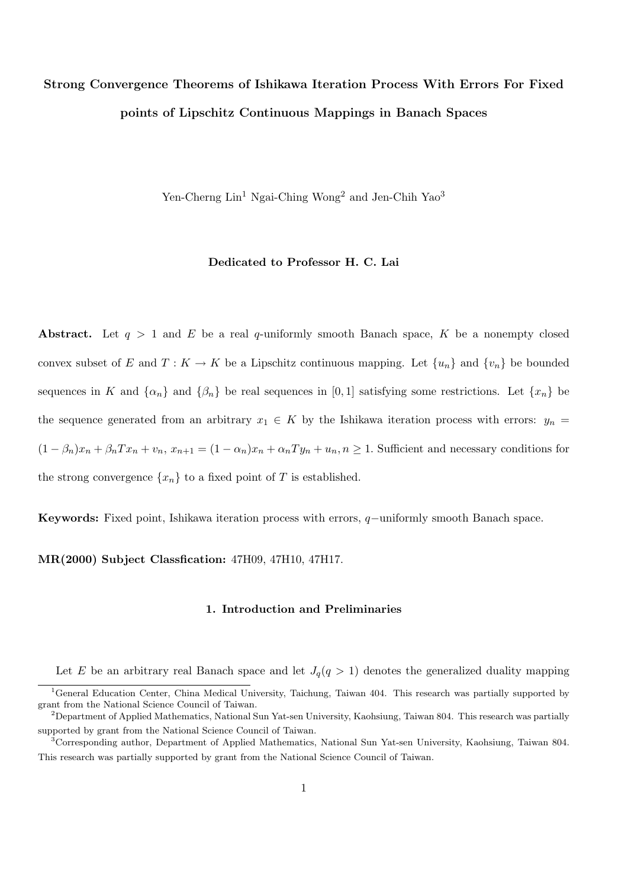# Strong Convergence Theorems of Ishikawa Iteration Process With Errors For Fixed points of Lipschitz Continuous Mappings in Banach Spaces

Yen-Cherng Lin[1] Ngai-Ching Wong[2] and Jen-Chih Yao[3]

**Dedicated to Professor H. C. Lai**

**Abstract.** Let $q > 1$ and $E$ be a real $q$-uniformly smooth Banach space, $K$ be a nonempty closed convex subset of $E$ and $T : K \to K$ be a Lipschitz continuous mapping. Let $\{u_n\}$ and $\{v_n\}$ be bounded sequences in $K$ and $\{\alpha_n\}$ and $\{\beta_n\}$ be real sequences in $[0, 1]$ satisfying some restrictions. Let $\{x_n\}$ be the sequence generated from an arbitrary $x_1 \in K$ by the Ishikawa iteration process with errors: $y_n = (1 - \beta_n)x_n + \beta_n T x_n + v_n$, $x_{n+1} = (1 - \alpha_n)x_n + \alpha_n T y_n + u_n, n \geq 1$. Sufficient and necessary conditions for the strong convergence $\{x_n\}$ to a fixed point of $T$ is established.

**Keywords:** Fixed point, Ishikawa iteration process with errors, $q-$uniformly smooth Banach space.

**MR(2000) Subject Classfication:** 47H09, 47H10, 47H17.

## 1. Introduction and Preliminaries

Let $E$ be an arbitrary real Banach space and let $J_q (q > 1)$ denotes the generalized duality mapping

[1] General Education Center, China Medical University, Taichung, Taiwan 404. This research was partially supported by grant from the National Science Council of Taiwan.

[2] Department of Applied Mathematics, National Sun Yat-sen University, Kaohsiung, Taiwan 804. This research was partially supported by grant from the National Science Council of Taiwan.

[3] Corresponding author, Department of Applied Mathematics, National Sun Yat-sen University, Kaohsiung, Taiwan 804. This research was partially supported by grant from the National Science Council of Taiwan.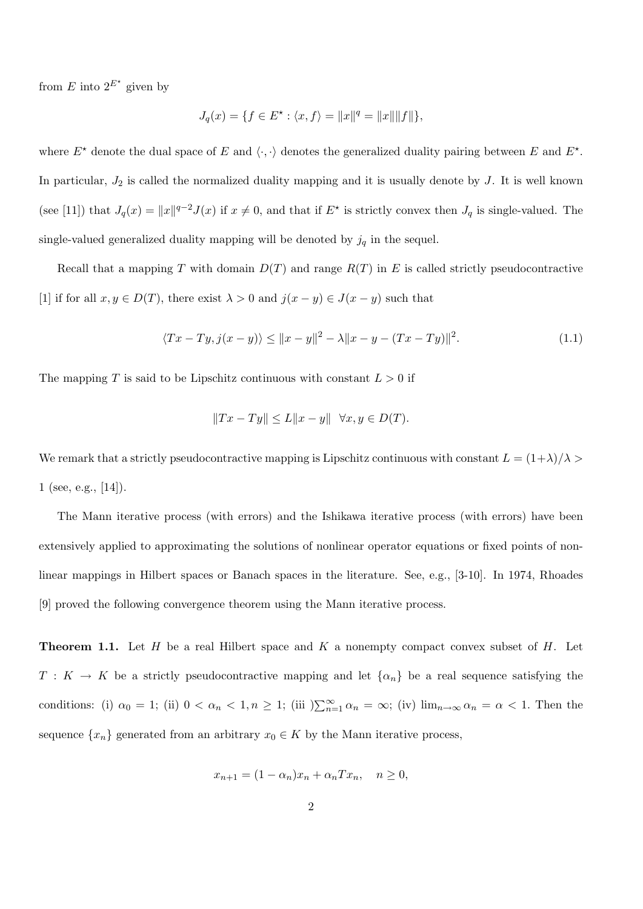from $E$ into $2^{E^\star}$ given by

$$J_q(x) = \{f \in E^\star : \langle x, f\rangle = \|x\|^q = \|x\|\|f\|\},$$

where $E^\star$ denote the dual space of $E$ and $\langle \cdot, \cdot\rangle$ denotes the generalized duality pairing between $E$ and $E^\star$. In particular, $J_2$ is called the normalized duality mapping and it is usually denote by $J$. It is well known (see [11]) that $J_q(x) = \|x\|^{q-2}J(x)$ if $x \neq 0$, and that if $E^\star$ is strictly convex then $J_q$ is single-valued. The single-valued generalized duality mapping will be denoted by $j_q$ in the sequel.

Recall that a mapping $T$ with domain $D(T)$ and range $R(T)$ in $E$ is called strictly pseudocontractive [1] if for all $x, y \in D(T)$, there exist $\lambda > 0$ and $j(x-y) \in J(x-y)$ such that

$$\langle Tx - Ty, j(x-y)\rangle \leq \|x-y\|^2 - \lambda\|x - y - (Tx - Ty)\|^2. \tag{1.1}$$

The mapping $T$ is said to be Lipschitz continuous with constant $L > 0$ if

$$\|Tx - Ty\| \leq L\|x - y\| \quad \forall x, y \in D(T).$$

We remark that a strictly pseudocontractive mapping is Lipschitz continuous with constant $L = (1+\lambda)/\lambda > 1$ (see, e.g., [14]).

The Mann iterative process (with errors) and the Ishikawa iterative process (with errors) have been extensively applied to approximating the solutions of nonlinear operator equations or fixed points of nonlinear mappings in Hilbert spaces or Banach spaces in the literature. See, e.g., [3-10]. In 1974, Rhoades [9] proved the following convergence theorem using the Mann iterative process.

**Theorem 1.1.** *Let $H$ be a real Hilbert space and $K$ a nonempty compact convex subset of $H$. Let $T : K \to K$ be a strictly pseudocontractive mapping and let $\{\alpha_n\}$ be a real sequence satisfying the conditions: (i) $\alpha_0 = 1$; (ii) $0 < \alpha_n < 1, n \geq 1$; (iii )$\sum_{n=1}^{\infty} \alpha_n = \infty$; (iv) $\lim_{n\to\infty} \alpha_n = \alpha < 1$. Then the sequence $\{x_n\}$ generated from an arbitrary $x_0 \in K$ by the Mann iterative process,*

$$x_{n+1} = (1 - \alpha_n)x_n + \alpha_n T x_n, \quad n \geq 0,$$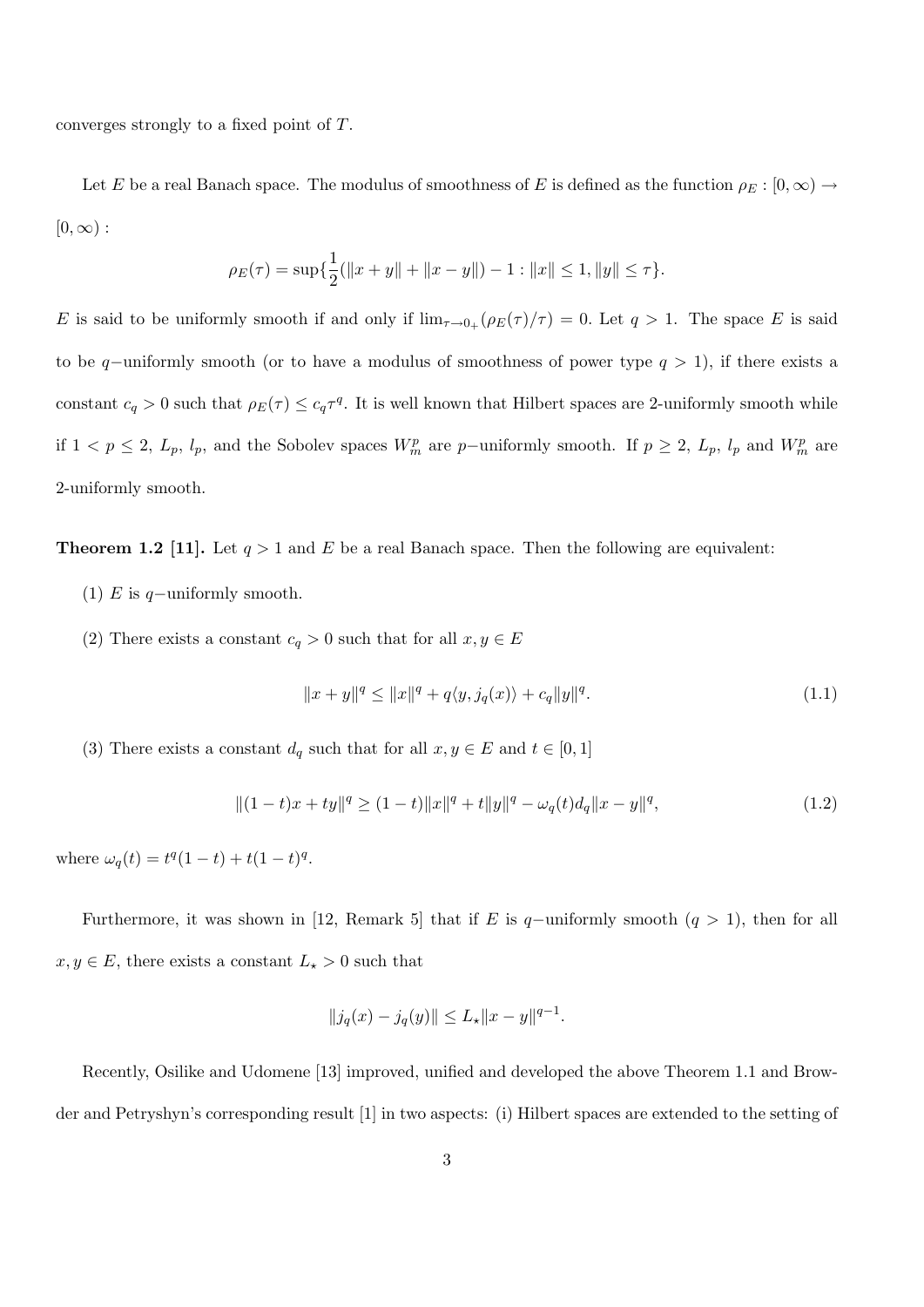converges strongly to a fixed point of $T$.

Let $E$ be a real Banach space. The modulus of smoothness of $E$ is defined as the function $\rho_E : [0, \infty) \rightarrow [0, \infty)$ :

$$\rho_E(\tau) = \sup\{\frac{1}{2}(\|x + y\| + \|x - y\|) - 1 : \|x\| \leq 1, \|y\| \leq \tau\}.$$

$E$ is said to be uniformly smooth if and only if $\lim_{\tau \to 0_+}(\rho_E(\tau)/\tau) = 0$. Let $q > 1$. The space $E$ is said to be $q-$uniformly smooth (or to have a modulus of smoothness of power type $q > 1$), if there exists a constant $c_q > 0$ such that $\rho_E(\tau) \leq c_q \tau^q$. It is well known that Hilbert spaces are 2-uniformly smooth while if $1 < p \leq 2$, $L_p$, $l_p$, and the Sobolev spaces $W_m^p$ are $p-$uniformly smooth. If $p \geq 2$, $L_p$, $l_p$ and $W_m^p$ are 2-uniformly smooth.

**Theorem 1.2 [11].** Let $q > 1$ and $E$ be a real Banach space. Then the following are equivalent:

(1) $E$ is $q-$uniformly smooth.

(2) There exists a constant $c_q > 0$ such that for all $x, y \in E$

$$\|x + y\|^q \leq \|x\|^q + q\langle y, j_q(x)\rangle + c_q\|y\|^q. \tag{1.1}$$

(3) There exists a constant $d_q$ such that for all $x, y \in E$ and $t \in [0, 1]$

$$\|(1 - t)x + ty\|^q \geq (1 - t)\|x\|^q + t\|y\|^q - \omega_q(t)d_q\|x - y\|^q, \tag{1.2}$$

where $\omega_q(t) = t^q(1 - t) + t(1 - t)^q$.

Furthermore, it was shown in [12, Remark 5] that if $E$ is $q-$uniformly smooth ($q > 1$), then for all $x, y \in E$, there exists a constant $L_\star > 0$ such that

$$\|j_q(x) - j_q(y)\| \leq L_\star\|x - y\|^{q-1}.$$

Recently, Osilike and Udomene [13] improved, unified and developed the above Theorem 1.1 and Browder and Petryshyn's corresponding result [1] in two aspects: (i) Hilbert spaces are extended to the setting of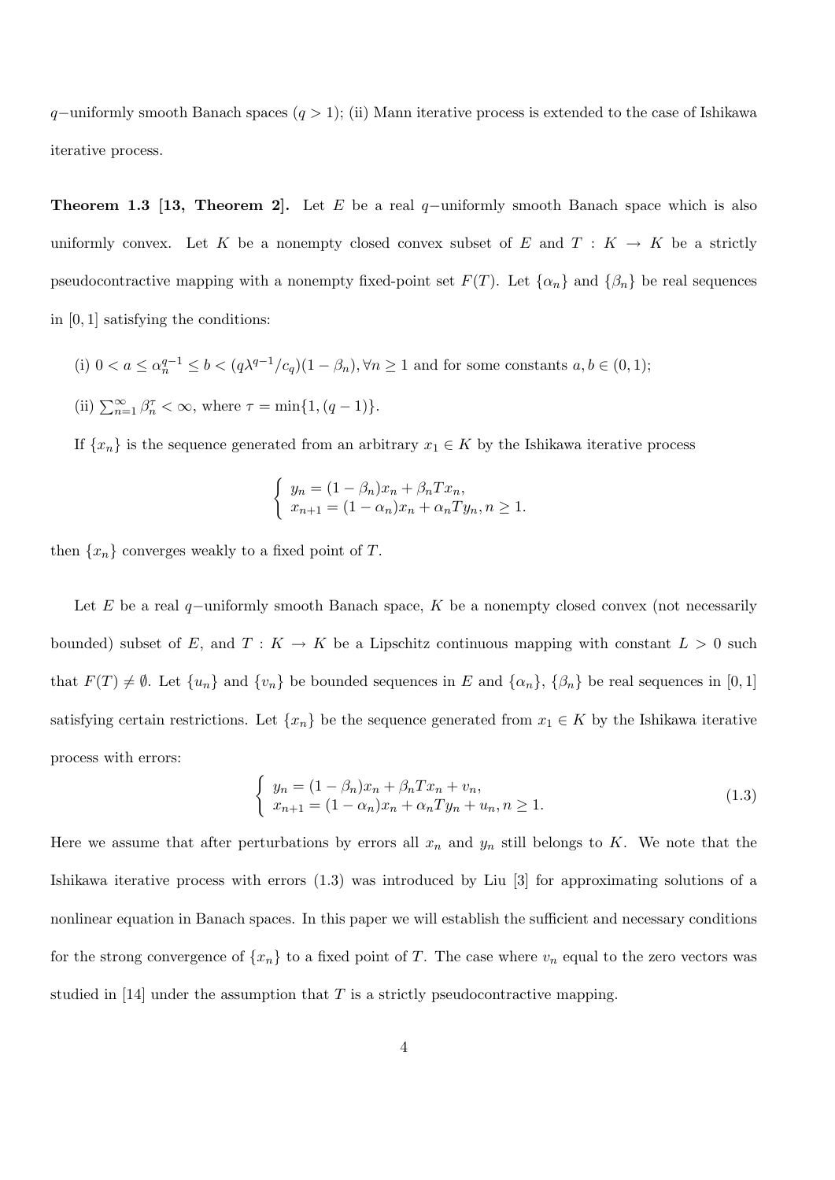$q$−uniformly smooth Banach spaces ($q > 1$); (ii) Mann iterative process is extended to the case of Ishikawa iterative process.

**Theorem 1.3 [13, Theorem 2].** Let $E$ be a real $q$−uniformly smooth Banach space which is also uniformly convex. Let $K$ be a nonempty closed convex subset of $E$ and $T : K \to K$ be a strictly pseudocontractive mapping with a nonempty fixed-point set $F(T)$. Let $\{\alpha_n\}$ and $\{\beta_n\}$ be real sequences in $[0, 1]$ satisfying the conditions:

(i) $0 < a \leq \alpha_n^{q-1} \leq b < (q\lambda^{q-1}/c_q)(1 - \beta_n), \forall n \geq 1$ and for some constants $a, b \in (0, 1)$;

(ii) $\sum_{n=1}^{\infty} \beta_n^{\tau} < \infty$, where $\tau = \min\{1, (q - 1)\}$.

If $\{x_n\}$ is the sequence generated from an arbitrary $x_1 \in K$ by the Ishikawa iterative process

$$\begin{cases} y_n = (1 - \beta_n)x_n + \beta_n T x_n, \\ x_{n+1} = (1 - \alpha_n)x_n + \alpha_n T y_n, n \geq 1. \end{cases}$$

then $\{x_n\}$ converges weakly to a fixed point of $T$.

Let $E$ be a real $q$−uniformly smooth Banach space, $K$ be a nonempty closed convex (not necessarily bounded) subset of $E$, and $T : K \to K$ be a Lipschitz continuous mapping with constant $L > 0$ such that $F(T) \neq \emptyset$. Let $\{u_n\}$ and $\{v_n\}$ be bounded sequences in $E$ and $\{\alpha_n\}$, $\{\beta_n\}$ be real sequences in $[0, 1]$ satisfying certain restrictions. Let $\{x_n\}$ be the sequence generated from $x_1 \in K$ by the Ishikawa iterative process with errors:

$$\begin{cases} y_n = (1 - \beta_n)x_n + \beta_n T x_n + v_n, \\ x_{n+1} = (1 - \alpha_n)x_n + \alpha_n T y_n + u_n, n \geq 1. \end{cases} \tag{1.3}$$

Here we assume that after perturbations by errors all $x_n$ and $y_n$ still belongs to $K$. We note that the Ishikawa iterative process with errors (1.3) was introduced by Liu [3] for approximating solutions of a nonlinear equation in Banach spaces. In this paper we will establish the sufficient and necessary conditions for the strong convergence of $\{x_n\}$ to a fixed point of $T$. The case where $v_n$ equal to the zero vectors was studied in [14] under the assumption that $T$ is a strictly pseudocontractive mapping.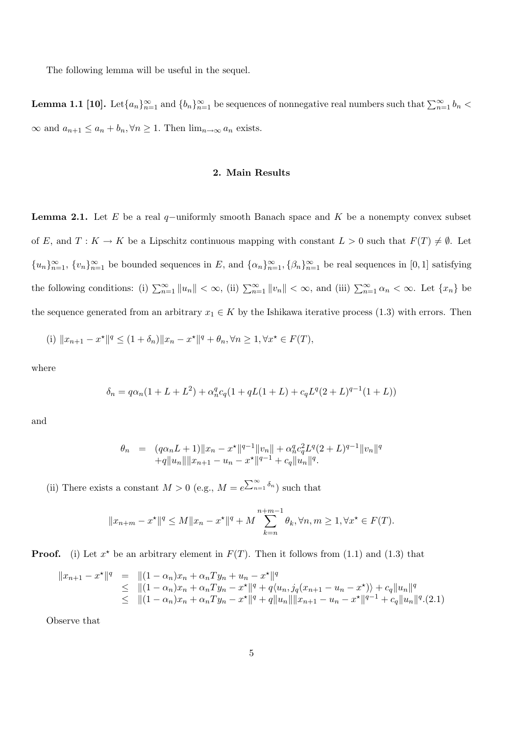The following lemma will be useful in the sequel.

**Lemma 1.1 [10].** Let $\{a_n\}_{n=1}^{\infty}$ and $\{b_n\}_{n=1}^{\infty}$ be sequences of nonnegative real numbers such that $\sum_{n=1}^{\infty} b_n < \infty$ and $a_{n+1} \leq a_n + b_n, \forall n \geq 1$. Then $\lim_{n\to\infty} a_n$ exists.

## 2. Main Results

**Lemma 2.1.** Let $E$ be a real $q-$uniformly smooth Banach space and $K$ be a nonempty convex subset of $E$, and $T : K \to K$ be a Lipschitz continuous mapping with constant $L > 0$ such that $F(T) \neq \emptyset$. Let $\{u_n\}_{n=1}^{\infty}$, $\{v_n\}_{n=1}^{\infty}$ be bounded sequences in $E$, and $\{\alpha_n\}_{n=1}^{\infty}, \{\beta_n\}_{n=1}^{\infty}$ be real sequences in $[0, 1]$ satisfying the following conditions: (i) $\sum_{n=1}^{\infty} \|u_n\| < \infty$, (ii) $\sum_{n=1}^{\infty} \|v_n\| < \infty$, and (iii) $\sum_{n=1}^{\infty} \alpha_n < \infty$. Let $\{x_n\}$ be the sequence generated from an arbitrary $x_1 \in K$ by the Ishikawa iterative process (1.3) with errors. Then

(i) $\|x_{n+1} - x^\star\|^q \leq (1 + \delta_n)\|x_n - x^\star\|^q + \theta_n, \forall n \geq 1, \forall x^\star \in F(T)$,

where

$$\delta_n = q\alpha_n(1 + L + L^2) + \alpha_n^q c_q(1 + qL(1 + L) + c_q L^q(2 + L)^{q-1}(1 + L))$$

and

$$\begin{aligned}\theta_n &= (q\alpha_n L + 1)\|x_n - x^\star\|^{q-1}\|v_n\| + \alpha_n^q c_q^2 L^q(2 + L)^{q-1}\|v_n\|^q \\ &\quad + q\|u_n\|\|x_{n+1} - u_n - x^\star\|^{q-1} + c_q\|u_n\|^q.\end{aligned}$$

(ii) There exists a constant $M > 0$ (e.g., $M = e^{\sum_{n=1}^{\infty} \delta_n}$) such that

$$\|x_{n+m} - x^\star\|^q \leq M\|x_n - x^\star\|^q + M \sum_{k=n}^{n+m-1} \theta_k, \forall n, m \geq 1, \forall x^\star \in F(T).$$

**Proof.** (i) Let $x^\star$ be an arbitrary element in $F(T)$. Then it follows from (1.1) and (1.3) that

$$\begin{aligned}\|x_{n+1} - x^\star\|^q &= \|(1 - \alpha_n)x_n + \alpha_n Ty_n + u_n - x^\star\|^q \\ &\leq \|(1 - \alpha_n)x_n + \alpha_n Ty_n - x^\star\|^q + q\langle u_n, j_q(x_{n+1} - u_n - x^\star)\rangle + c_q\|u_n\|^q \\ &\leq \|(1 - \alpha_n)x_n + \alpha_n Ty_n - x^\star\|^q + q\|u_n\|\|x_{n+1} - u_n - x^\star\|^{q-1} + c_q\|u_n\|^q. \quad (2.1)\end{aligned}$$

Observe that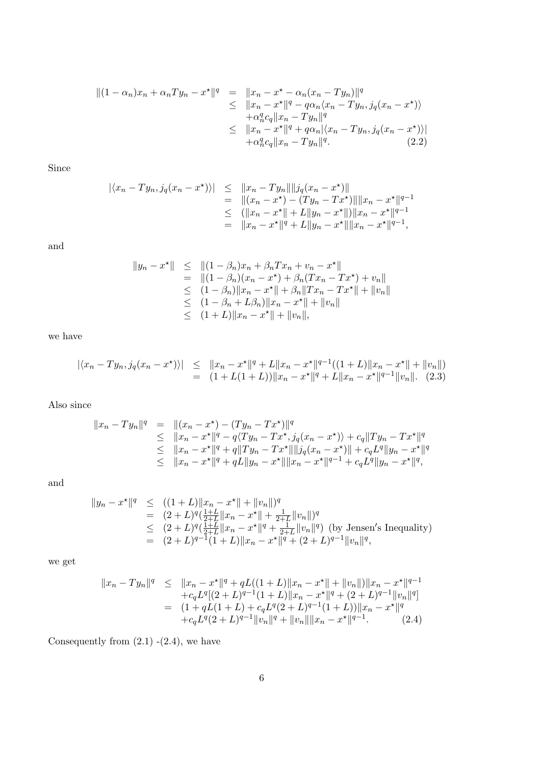$$
\begin{aligned}
\|(1-\alpha_n)x_n + \alpha_n T y_n - x^\star\|^q &= \|x_n - x^\star - \alpha_n(x_n - Ty_n)\|^q \\
&\leq \|x_n - x^\star\|^q - q\alpha_n \langle x_n - Ty_n, j_q(x_n - x^\star)\rangle \\
&\quad + \alpha_n^q c_q \|x_n - Ty_n\|^q \\
&\leq \|x_n - x^\star\|^q + q\alpha_n |\langle x_n - Ty_n, j_q(x_n - x^\star)\rangle| \\
&\quad + \alpha_n^q c_q \|x_n - Ty_n\|^q. \qquad (2.2)
\end{aligned}
$$

Since

$$
\begin{aligned}
|\langle x_n - Ty_n, j_q(x_n - x^\star)\rangle| &\leq \|x_n - Ty_n\| \|j_q(x_n - x^\star)\| \\
&= \|(x_n - x^\star) - (Ty_n - Tx^\star)\| \|x_n - x^\star\|^{q-1} \\
&\leq (\|x_n - x^\star\| + L\|y_n - x^\star\|)\|x_n - x^\star\|^{q-1} \\
&= \|x_n - x^\star\|^q + L\|y_n - x^\star\| \|x_n - x^\star\|^{q-1},
\end{aligned}
$$

and

$$
\begin{aligned}
\|y_n - x^\star\| &\leq \|(1-\beta_n)x_n + \beta_n T x_n + v_n - x^\star\| \\
&= \|(1-\beta_n)(x_n - x^\star) + \beta_n(Tx_n - Tx^\star) + v_n\| \\
&\leq (1-\beta_n)\|x_n - x^\star\| + \beta_n\|Tx_n - Tx^\star\| + \|v_n\| \\
&\leq (1 - \beta_n + L\beta_n)\|x_n - x^\star\| + \|v_n\| \\
&\leq (1+L)\|x_n - x^\star\| + \|v_n\|,
\end{aligned}
$$

we have

$$
\begin{aligned}
|\langle x_n - Ty_n, j_q(x_n - x^\star)\rangle| &\leq \|x_n - x^\star\|^q + L\|x_n - x^\star\|^{q-1}((1+L)\|x_n - x^\star\| + \|v_n\|) \\
&= (1 + L(1+L))\|x_n - x^\star\|^q + L\|x_n - x^\star\|^{q-1}\|v_n\|. \quad (2.3)
\end{aligned}
$$

Also since

$$
\begin{aligned}
\|x_n - Ty_n\|^q &= \|(x_n - x^\star) - (Ty_n - Tx^\star)\|^q \\
&\leq \|x_n - x^\star\|^q - q\langle Ty_n - Tx^\star, j_q(x_n - x^\star)\rangle + c_q\|Ty_n - Tx^\star\|^q \\
&\leq \|x_n - x^\star\|^q + q\|Ty_n - Tx^\star\| \|j_q(x_n - x^\star)\| + c_q L^q \|y_n - x^\star\|^q \\
&\leq \|x_n - x^\star\|^q + qL\|y_n - x^\star\| \|x_n - x^\star\|^{q-1} + c_q L^q \|y_n - x^\star\|^q,
\end{aligned}
$$

and

$$
\begin{aligned}
\|y_n - x^\star\|^q &\leq ((1+L)\|x_n - x^\star\| + \|v_n\|)^q \\
&= (2+L)^q \left(\tfrac{1+L}{2+L}\|x_n - x^\star\| + \tfrac{1}{2+L}\|v_n\|\right)^q \\
&\leq (2+L)^q \left(\tfrac{1+L}{2+L}\|x_n - x^\star\|^q + \tfrac{1}{2+L}\|v_n\|^q\right) \text{ (by Jensen's Inequality)} \\
&= (2+L)^{q-1}(1+L)\|x_n - x^\star\|^q + (2+L)^{q-1}\|v_n\|^q,
\end{aligned}
$$

we get

$$
\begin{aligned}
\|x_n - Ty_n\|^q &\leq \|x_n - x^\star\|^q + qL((1+L)\|x_n - x^\star\| + \|v_n\|)\|x_n - x^\star\|^{q-1} \\
&\quad + c_q L^q[(2+L)^{q-1}(1+L)\|x_n - x^\star\|^q + (2+L)^{q-1}\|v_n\|^q] \\
&= (1 + qL(1+L) + c_q L^q (2+L)^{q-1}(1+L))\|x_n - x^\star\|^q \\
&\quad + c_q L^q (2+L)^{q-1}\|v_n\|^q + \|v_n\| \|x_n - x^\star\|^{q-1}. \qquad (2.4)
\end{aligned}
$$

Consequently from (2.1) -(2.4), we have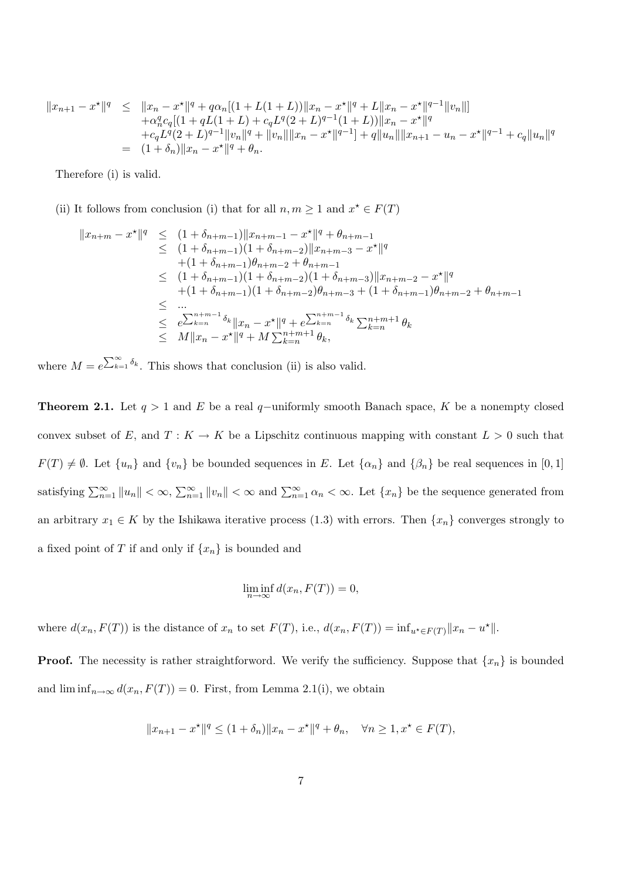$$
\begin{array}{rcl}
\|x_{n+1}-x^\star\|^q & \leq & \|x_n-x^\star\|^q + q\alpha_n[(1+L(1+L))\|x_n-x^\star\|^q + L\|x_n-x^\star\|^{q-1}\|v_n\|] \\
& & +\alpha_n^q c_q[(1+qL(1+L)+c_qL^q(2+L)^{q-1}(1+L))\|x_n-x^\star\|^q \\
& & +c_qL^q(2+L)^{q-1}\|v_n\|^q + \|v_n\|\|x_n-x^\star\|^{q-1}] + q\|u_n\|\|x_{n+1}-u_n-x^\star\|^{q-1} + c_q\|u_n\|^q \\
& = & (1+\delta_n)\|x_n-x^\star\|^q + \theta_n.
\end{array}
$$

Therefore (i) is valid.

(ii) It follows from conclusion (i) that for all $n, m \geq 1$ and $x^\star \in F(T)$

$$
\begin{array}{rcl}
\|x_{n+m}-x^\star\|^q & \leq & (1+\delta_{n+m-1})\|x_{n+m-1}-x^\star\|^q + \theta_{n+m-1} \\
& \leq & (1+\delta_{n+m-1})(1+\delta_{n+m-2})\|x_{n+m-3}-x^\star\|^q \\
& & +(1+\delta_{n+m-1})\theta_{n+m-2} + \theta_{n+m-1} \\
& \leq & (1+\delta_{n+m-1})(1+\delta_{n+m-2})(1+\delta_{n+m-3})\|x_{n+m-2}-x^\star\|^q \\
& & +(1+\delta_{n+m-1})(1+\delta_{n+m-2})\theta_{n+m-3} + (1+\delta_{n+m-1})\theta_{n+m-2} + \theta_{n+m-1} \\
& \leq & \ldots \\
& \leq & e^{\sum_{k=n}^{n+m-1}\delta_k}\|x_n-x^\star\|^q + e^{\sum_{k=n}^{n+m-1}\delta_k}\sum_{k=n}^{n+m+1}\theta_k \\
& \leq & M\|x_n-x^\star\|^q + M\sum_{k=n}^{n+m+1}\theta_k,
\end{array}
$$

where $M = e^{\sum_{k=1}^{\infty}\delta_k}$. This shows that conclusion (ii) is also valid.

**Theorem 2.1.** Let $q > 1$ and $E$ be a real $q-$uniformly smooth Banach space, $K$ be a nonempty closed convex subset of $E$, and $T : K \to K$ be a Lipschitz continuous mapping with constant $L > 0$ such that $F(T) \neq \emptyset$. Let $\{u_n\}$ and $\{v_n\}$ be bounded sequences in $E$. Let $\{\alpha_n\}$ and $\{\beta_n\}$ be real sequences in $[0, 1]$ satisfying $\sum_{n=1}^{\infty}\|u_n\| < \infty$, $\sum_{n=1}^{\infty}\|v_n\| < \infty$ and $\sum_{n=1}^{\infty}\alpha_n < \infty$. Let $\{x_n\}$ be the sequence generated from an arbitrary $x_1 \in K$ by the Ishikawa iterative process (1.3) with errors. Then $\{x_n\}$ converges strongly to a fixed point of $T$ if and only if $\{x_n\}$ is bounded and

$$
\liminf_{n\to\infty} d(x_n, F(T)) = 0,
$$

where $d(x_n, F(T))$ is the distance of $x_n$ to set $F(T)$, i.e., $d(x_n, F(T)) = \inf_{u^\star \in F(T)}\|x_n - u^\star\|$.

**Proof.** The necessity is rather straightforword. We verify the sufficiency. Suppose that $\{x_n\}$ is bounded and $\liminf_{n\to\infty} d(x_n, F(T)) = 0$. First, from Lemma 2.1(i), we obtain

$$
\|x_{n+1}-x^\star\|^q \leq (1+\delta_n)\|x_n-x^\star\|^q + \theta_n, \quad \forall n \geq 1, x^\star \in F(T),
$$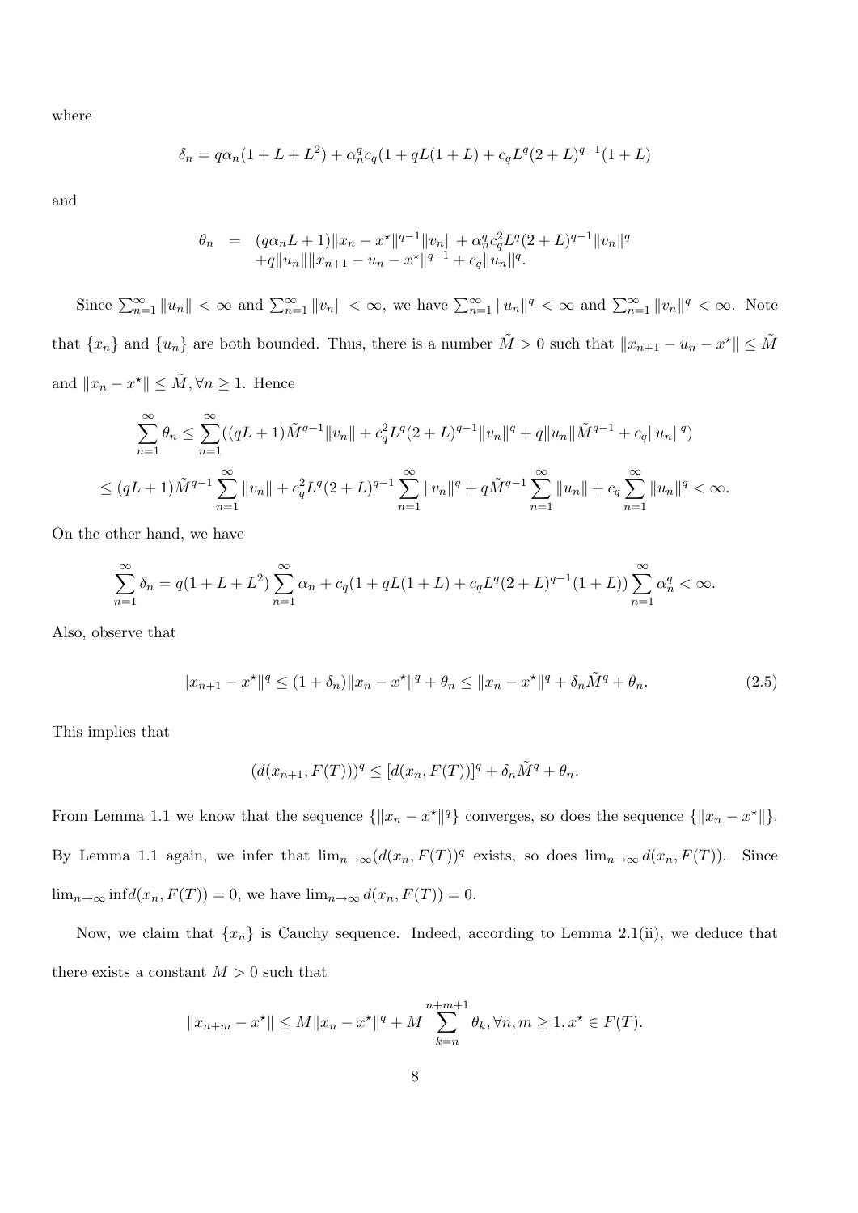where

$$\delta_n = q\alpha_n(1 + L + L^2) + \alpha_n^q c_q(1 + qL(1 + L) + c_q L^q (2 + L)^{q-1}(1 + L)$$

and

$$\begin{array}{rcl} \theta_n & = & (q\alpha_n L + 1)\|x_n - x^\star\|^{q-1}\|v_n\| + \alpha_n^q c_q^2 L^q (2 + L)^{q-1}\|v_n\|^q \\ & & +q\|u_n\|\|x_{n+1} - u_n - x^\star\|^{q-1} + c_q\|u_n\|^q. \end{array}$$

Since $\sum_{n=1}^{\infty}\|u_n\| < \infty$ and $\sum_{n=1}^{\infty}\|v_n\| < \infty$, we have $\sum_{n=1}^{\infty}\|u_n\|^q < \infty$ and $\sum_{n=1}^{\infty}\|v_n\|^q < \infty$. Note that $\{x_n\}$ and $\{u_n\}$ are both bounded. Thus, there is a number $\tilde{M} > 0$ such that $\|x_{n+1} - u_n - x^\star\| \le \tilde{M}$ and $\|x_n - x^\star\| \le \tilde{M}, \forall n \ge 1$. Hence

$$\sum_{n=1}^{\infty}\theta_n \le \sum_{n=1}^{\infty}((qL + 1)\tilde{M}^{q-1}\|v_n\| + c_q^2 L^q (2 + L)^{q-1}\|v_n\|^q + q\|u_n\|\tilde{M}^{q-1} + c_q\|u_n\|^q)$$

$$\le (qL + 1)\tilde{M}^{q-1}\sum_{n=1}^{\infty}\|v_n\| + c_q^2 L^q (2 + L)^{q-1}\sum_{n=1}^{\infty}\|v_n\|^q + q\tilde{M}^{q-1}\sum_{n=1}^{\infty}\|u_n\| + c_q\sum_{n=1}^{\infty}\|u_n\|^q < \infty.$$

On the other hand, we have

$$\sum_{n=1}^{\infty}\delta_n = q(1 + L + L^2)\sum_{n=1}^{\infty}\alpha_n + c_q(1 + qL(1 + L) + c_q L^q (2 + L)^{q-1}(1 + L))\sum_{n=1}^{\infty}\alpha_n^q < \infty.$$

Also, observe that

$$\|x_{n+1} - x^\star\|^q \le (1 + \delta_n)\|x_n - x^\star\|^q + \theta_n \le \|x_n - x^\star\|^q + \delta_n\tilde{M}^q + \theta_n. \tag{2.5}$$

This implies that

$$(d(x_{n+1}, F(T)))^q \le [d(x_n, F(T))]^q + \delta_n\tilde{M}^q + \theta_n.$$

From Lemma 1.1 we know that the sequence $\{\|x_n - x^\star\|^q\}$ converges, so does the sequence $\{\|x_n - x^\star\|\}$. By Lemma 1.1 again, we infer that $\lim_{n\to\infty}(d(x_n, F(T))^q$ exists, so does $\lim_{n\to\infty} d(x_n, F(T))$. Since $\lim_{n\to\infty}\inf d(x_n, F(T)) = 0$, we have $\lim_{n\to\infty} d(x_n, F(T)) = 0$.

Now, we claim that $\{x_n\}$ is Cauchy sequence. Indeed, according to Lemma 2.1(ii), we deduce that there exists a constant $M > 0$ such that

$$\|x_{n+m} - x^\star\| \le M\|x_n - x^\star\|^q + M\sum_{k=n}^{n+m+1}\theta_k, \forall n, m \ge 1, x^\star \in F(T).$$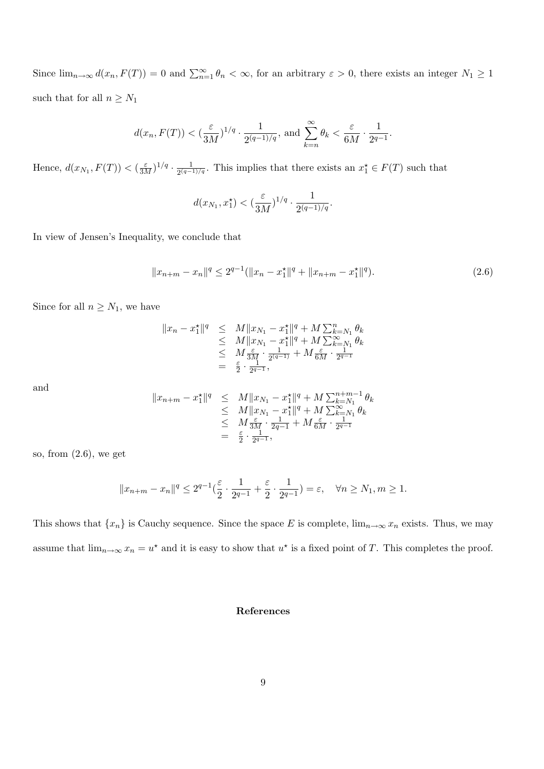Since $\lim_{n\to\infty} d(x_n, F(T)) = 0$ and $\sum_{n=1}^{\infty} \theta_n < \infty$, for an arbitrary $\varepsilon > 0$, there exists an integer $N_1 \geq 1$ such that for all $n \geq N_1$

$$d(x_n, F(T)) < (\frac{\varepsilon}{3M})^{1/q} \cdot \frac{1}{2^{(q-1)/q}}, \text{ and } \sum_{k=n}^{\infty} \theta_k < \frac{\varepsilon}{6M} \cdot \frac{1}{2^{q-1}}.$$

Hence, $d(x_{N_1}, F(T)) < (\frac{\varepsilon}{3M})^{1/q} \cdot \frac{1}{2^{(q-1)/q}}$. This implies that there exists an $x_1^\star \in F(T)$ such that

$$d(x_{N_1}, x_1^\star) < (\frac{\varepsilon}{3M})^{1/q} \cdot \frac{1}{2^{(q-1)/q}}.$$

In view of Jensen's Inequality, we conclude that

$$\|x_{n+m} - x_n\|^q \leq 2^{q-1}(\|x_n - x_1^\star\|^q + \|x_{n+m} - x_1^\star\|^q). \tag{2.6}$$

Since for all $n \geq N_1$, we have

$$\begin{aligned}
\|x_n - x_1^\star\|^q &\leq M\|x_{N_1} - x_1^\star\|^q + M\sum_{k=N_1}^{n} \theta_k \\
&\leq M\|x_{N_1} - x_1^\star\|^q + M\sum_{k=N_1}^{\infty} \theta_k \\
&\leq M\frac{\varepsilon}{3M} \cdot \frac{1}{2^{(q-1)}} + M\frac{\varepsilon}{6M} \cdot \frac{1}{2^{q-1}} \\
&= \frac{\varepsilon}{2} \cdot \frac{1}{2^{q-1}},
\end{aligned}$$

and

$$\begin{aligned}
\|x_{n+m} - x_1^\star\|^q &\leq M\|x_{N_1} - x_1^\star\|^q + M\sum_{k=N_1}^{n+m-1} \theta_k \\
&\leq M\|x_{N_1} - x_1^\star\|^q + M\sum_{k=N_1}^{\infty} \theta_k \\
&\leq M\frac{\varepsilon}{3M} \cdot \frac{1}{2q-1} + M\frac{\varepsilon}{6M} \cdot \frac{1}{2^{q-1}} \\
&= \frac{\varepsilon}{2} \cdot \frac{1}{2^{q-1}},
\end{aligned}$$

so, from (2.6), we get

$$\|x_{n+m} - x_n\|^q \leq 2^{q-1}(\frac{\varepsilon}{2} \cdot \frac{1}{2^{q-1}} + \frac{\varepsilon}{2} \cdot \frac{1}{2^{q-1}}) = \varepsilon, \quad \forall n \geq N_1, m \geq 1.$$

This shows that $\{x_n\}$ is Cauchy sequence. Since the space $E$ is complete, $\lim_{n\to\infty} x_n$ exists. Thus, we may assume that $\lim_{n\to\infty} x_n = u^\star$ and it is easy to show that $u^\star$ is a fixed point of $T$. This completes the proof.

## References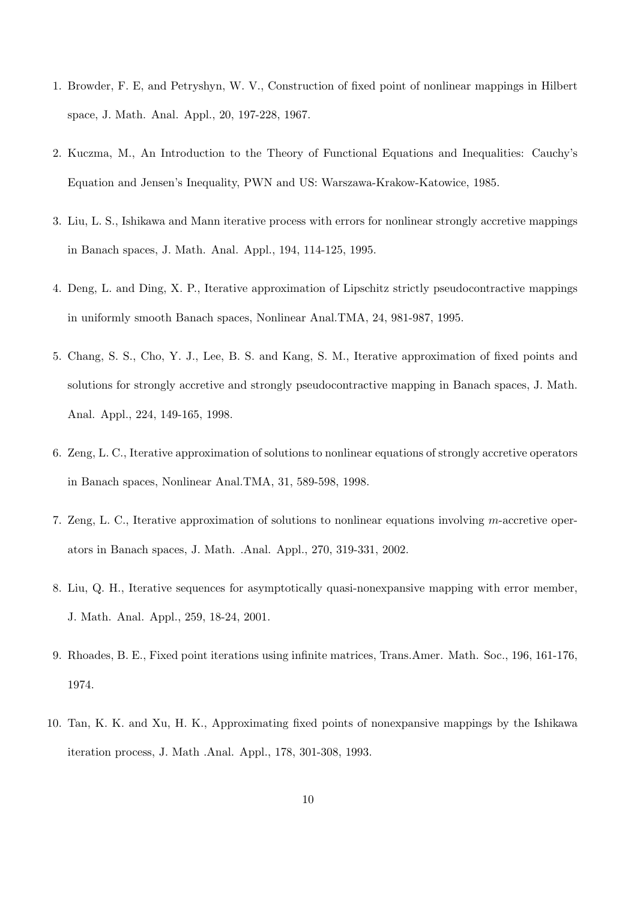1. Browder, F. E, and Petryshyn, W. V., Construction of fixed point of nonlinear mappings in Hilbert space, J. Math. Anal. Appl., 20, 197-228, 1967.

2. Kuczma, M., An Introduction to the Theory of Functional Equations and Inequalities: Cauchy's Equation and Jensen's Inequality, PWN and US: Warszawa-Krakow-Katowice, 1985.

3. Liu, L. S., Ishikawa and Mann iterative process with errors for nonlinear strongly accretive mappings in Banach spaces, J. Math. Anal. Appl., 194, 114-125, 1995.

4. Deng, L. and Ding, X. P., Iterative approximation of Lipschitz strictly pseudocontractive mappings in uniformly smooth Banach spaces, Nonlinear Anal.TMA, 24, 981-987, 1995.

5. Chang, S. S., Cho, Y. J., Lee, B. S. and Kang, S. M., Iterative approximation of fixed points and solutions for strongly accretive and strongly pseudocontractive mapping in Banach spaces, J. Math. Anal. Appl., 224, 149-165, 1998.

6. Zeng, L. C., Iterative approximation of solutions to nonlinear equations of strongly accretive operators in Banach spaces, Nonlinear Anal.TMA, 31, 589-598, 1998.

7. Zeng, L. C., Iterative approximation of solutions to nonlinear equations involving $m$-accretive operators in Banach spaces, J. Math. .Anal. Appl., 270, 319-331, 2002.

8. Liu, Q. H., Iterative sequences for asymptotically quasi-nonexpansive mapping with error member, J. Math. Anal. Appl., 259, 18-24, 2001.

9. Rhoades, B. E., Fixed point iterations using infinite matrices, Trans.Amer. Math. Soc., 196, 161-176, 1974.

10. Tan, K. K. and Xu, H. K., Approximating fixed points of nonexpansive mappings by the Ishikawa iteration process, J. Math .Anal. Appl., 178, 301-308, 1993.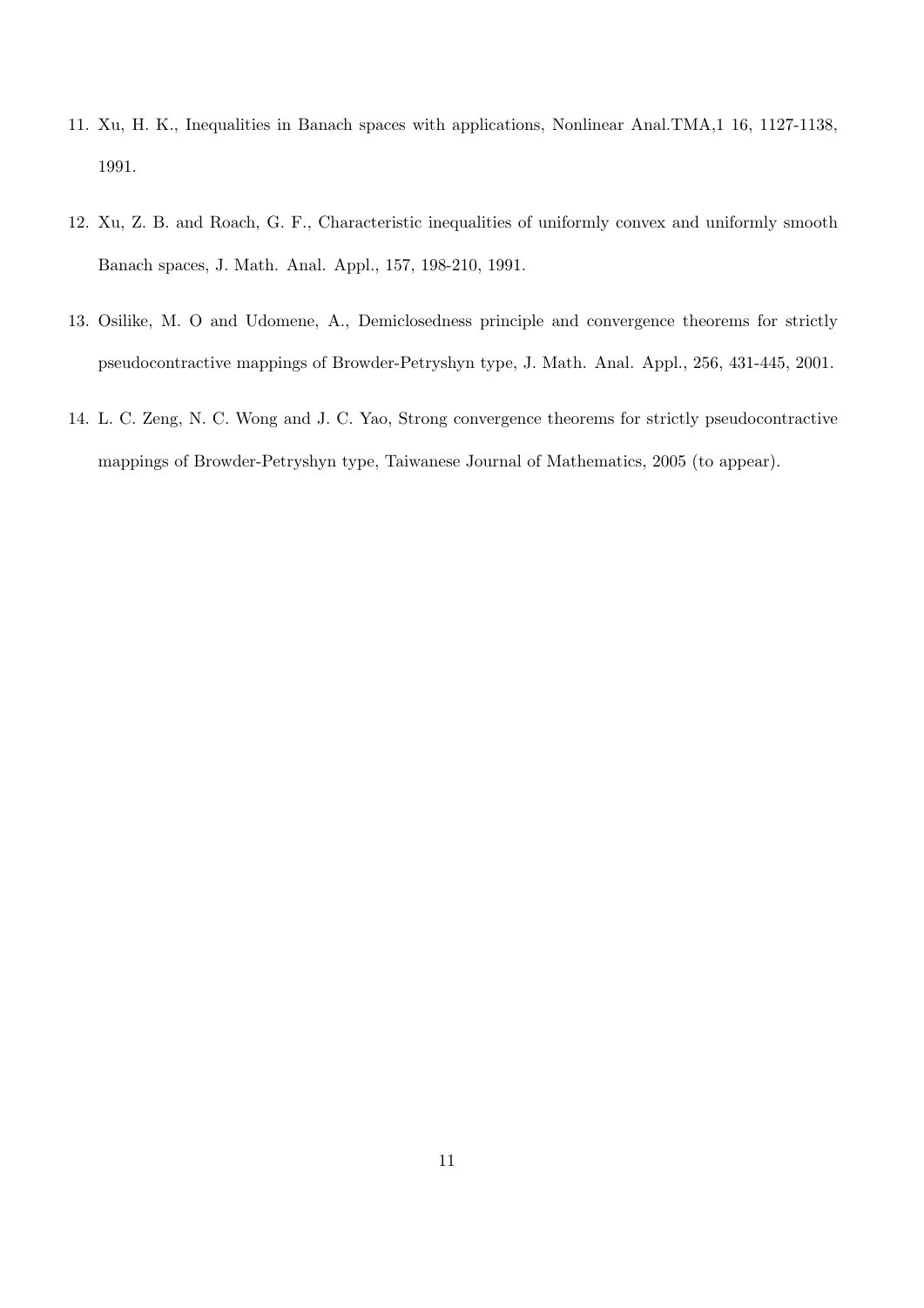11. Xu, H. K., Inequalities in Banach spaces with applications, Nonlinear Anal.TMA,1 16, 1127-1138, 1991.

12. Xu, Z. B. and Roach, G. F., Characteristic inequalities of uniformly convex and uniformly smooth Banach spaces, J. Math. Anal. Appl., 157, 198-210, 1991.

13. Osilike, M. O and Udomene, A., Demiclosedness principle and convergence theorems for strictly pseudocontractive mappings of Browder-Petryshyn type, J. Math. Anal. Appl., 256, 431-445, 2001.

14. L. C. Zeng, N. C. Wong and J. C. Yao, Strong convergence theorems for strictly pseudocontractive mappings of Browder-Petryshyn type, Taiwanese Journal of Mathematics, 2005 (to appear).